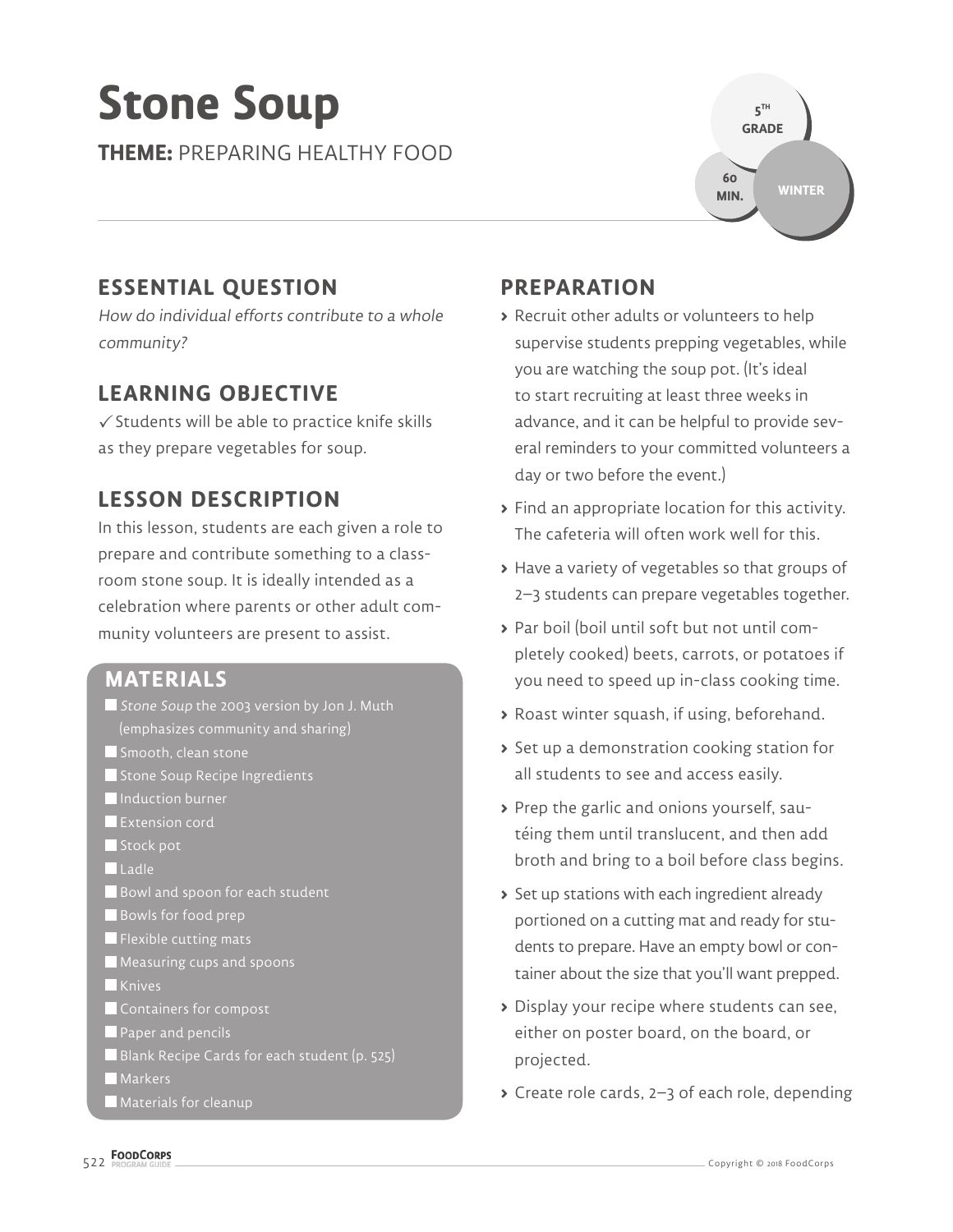# Stone Soup

**THEME:** PREPARING HEALTHY FOOD

5TH GRADE

60 MIN.

WINTER

## ESSENTIAL QUESTION

*How do individual efforts contribute to a whole community?*

## LEARNING OBJECTIVE

✓ Students will be able to practice knife skills as they prepare vegetables for soup.

## LESSON DESCRIPTION

In this lesson, students are each given a role to prepare and contribute something to a classroom stone soup. It is ideally intended as a celebration where parents or other adult community volunteers are present to assist.

## MATERIALS

- *Stone Soup* the 2003 version by Jon J. Muth (emphasizes community and sharing)
- Smooth, clean stone
- Stone Soup Recipe Ingredients
- Induction burner
- Extension cord
- Stock pot
- Ladle
- Bowl and spoon for each student
- Bowls for food prep
- Flexible cutting mats
- Measuring cups and spoons
- Knives
- Containers for compost
- Paper and pencils
- Blank Recipe Cards for each student (p. 525)
- Markers
- Materials for cleanup

## PREPARATION

- Recruit other adults or volunteers to help supervise students prepping vegetables, while you are watching the soup pot. (It's ideal to start recruiting at least three weeks in advance, and it can be helpful to provide several reminders to your committed volunteers a day or two before the event.)
- Find an appropriate location for this activity. The cafeteria will often work well for this.
- Have a variety of vegetables so that groups of 2–3 students can prepare vegetables together.
- Par boil (boil until soft but not until completely cooked) beets, carrots, or potatoes if you need to speed up in-class cooking time.
- Roast winter squash, if using, beforehand.
- Set up a demonstration cooking station for all students to see and access easily.
- Prep the garlic and onions yourself, sautéing them until translucent, and then add broth and bring to a boil before class begins.
- Set up stations with each ingredient already portioned on a cutting mat and ready for students to prepare. Have an empty bowl or container about the size that you'll want prepped.
- Display your recipe where students can see, either on poster board, on the board, or projected.
- Create role cards, 2–3 of each role, depending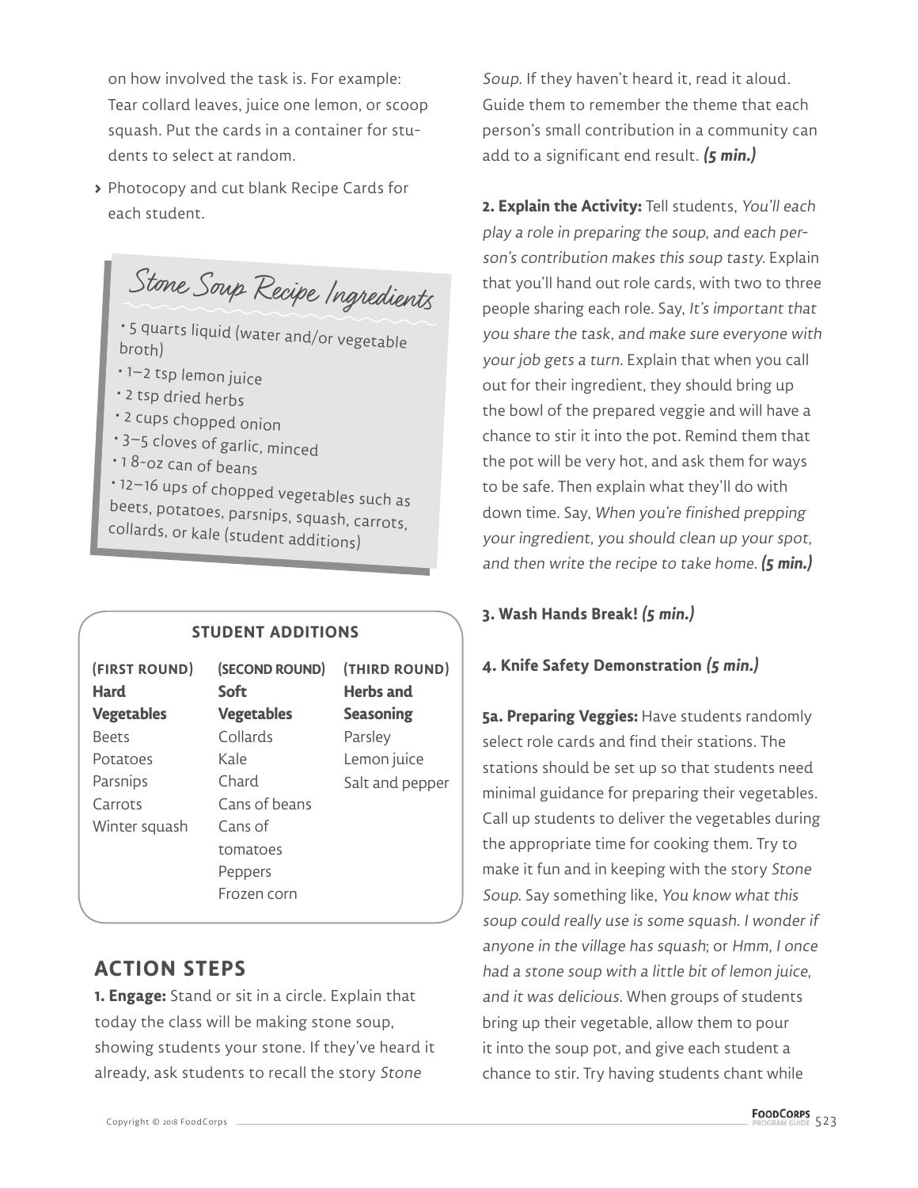on how involved the task is. For example: Tear collard leaves, juice one lemon, or scoop squash. Put the cards in a container for students to select at random.

- Photocopy and cut blank Recipe Cards for each student.

### Stone Soup Recipe Ingredients

- 5 quarts liquid (water and/or vegetable broth)
- 1–2 tsp lemon juice
- 2 tsp dried herbs
- 2 cups chopped onion
- 3–5 cloves of garlic, minced
- 1 8-oz can of beans
- 12–16 ups of chopped vegetables such as beets, potatoes, parsnips, squash, carrots, collards, or kale (student additions)

**STUDENT ADDITIONS**

| (FIRST ROUND) **Hard Vegetables** | (SECOND ROUND) **Soft Vegetables** | (THIRD ROUND) **Herbs and Seasoning** |
|---|---|---|
| Beets | Collards | Parsley |
| Potatoes | Kale | Lemon juice |
| Parsnips | Chard | Salt and pepper |
| Carrots | Cans of beans | |
| Winter squash | Cans of tomatoes | |
| | Peppers | |
| | Frozen corn | |

## ACTION STEPS

**1. Engage:** Stand or sit in a circle. Explain that today the class will be making stone soup, showing students your stone. If they've heard it already, ask students to recall the story *Stone Soup*. If they haven't heard it, read it aloud. Guide them to remember the theme that each person's small contribution in a community can add to a significant end result. ***(5 min.)***

**2. Explain the Activity:** Tell students, *You'll each play a role in preparing the soup, and each person's contribution makes this soup tasty*. Explain that you'll hand out role cards, with two to three people sharing each role. Say, *It's important that you share the task, and make sure everyone with your job gets a turn*. Explain that when you call out for their ingredient, they should bring up the bowl of the prepared veggie and will have a chance to stir it into the pot. Remind them that the pot will be very hot, and ask them for ways to be safe. Then explain what they'll do with down time. Say, *When you're finished prepping your ingredient, you should clean up your spot, and then write the recipe to take home*. ***(5 min.)***

**3. Wash Hands Break!** ***(5 min.)***

**4. Knife Safety Demonstration** ***(5 min.)***

**5a. Preparing Veggies:** Have students randomly select role cards and find their stations. The stations should be set up so that students need minimal guidance for preparing their vegetables. Call up students to deliver the vegetables during the appropriate time for cooking them. Try to make it fun and in keeping with the story *Stone Soup*. Say something like, *You know what this soup could really use is some squash. I wonder if anyone in the village has squash*; or *Hmm, I once had a stone soup with a little bit of lemon juice, and it was delicious*. When groups of students bring up their vegetable, allow them to pour it into the soup pot, and give each student a chance to stir. Try having students chant while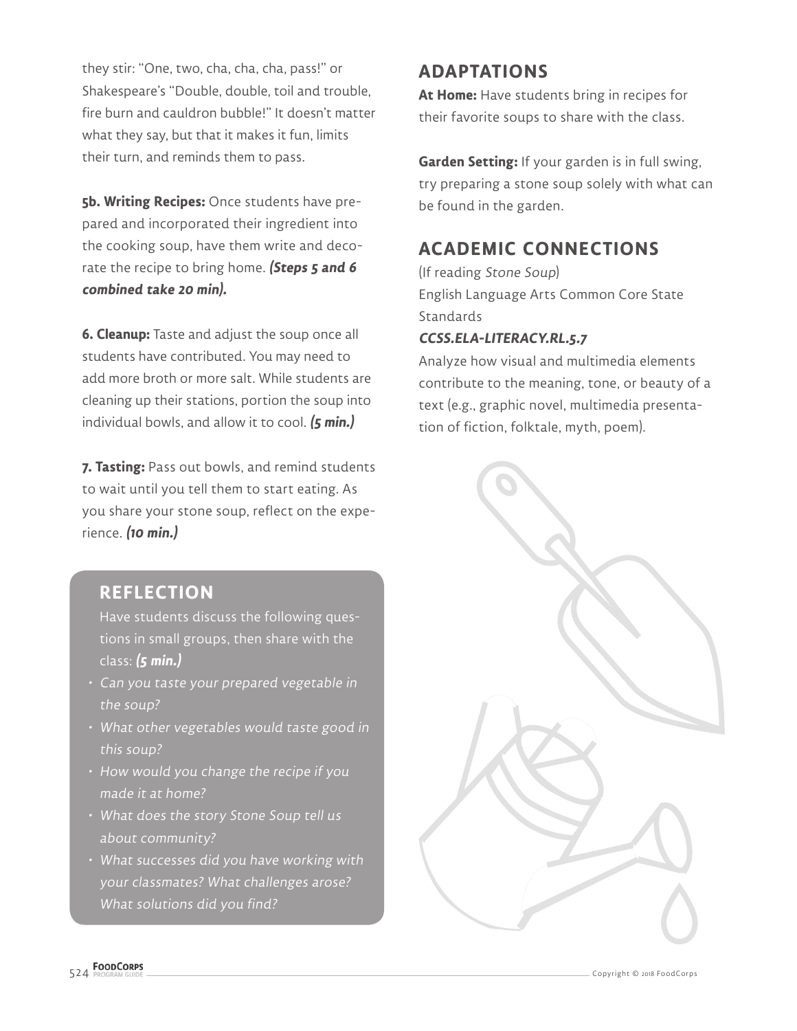they stir: "One, two, cha, cha, cha, pass!" or Shakespeare's "Double, double, toil and trouble, fire burn and cauldron bubble!" It doesn't matter what they say, but that it makes it fun, limits their turn, and reminds them to pass.

**5b. Writing Recipes:** Once students have prepared and incorporated their ingredient into the cooking soup, have them write and decorate the recipe to bring home. ***(Steps 5 and 6 combined take 20 min).***

**6. Cleanup:** Taste and adjust the soup once all students have contributed. You may need to add more broth or more salt. While students are cleaning up their stations, portion the soup into individual bowls, and allow it to cool. ***(5 min.)***

**7. Tasting:** Pass out bowls, and remind students to wait until you tell them to start eating. As you share your stone soup, reflect on the experience. ***(10 min.)***

## REFLECTION

Have students discuss the following questions in small groups, then share with the class: ***(5 min.)***

- *Can you taste your prepared vegetable in the soup?*
- *What other vegetables would taste good in this soup?*
- *How would you change the recipe if you made it at home?*
- *What does the story Stone Soup tell us about community?*
- *What successes did you have working with your classmates? What challenges arose? What solutions did you find?*

## ADAPTATIONS

**At Home:** Have students bring in recipes for their favorite soups to share with the class.

**Garden Setting:** If your garden is in full swing, try preparing a stone soup solely with what can be found in the garden.

## ACADEMIC CONNECTIONS

(If reading *Stone Soup*)
English Language Arts Common Core State Standards

***CCSS.ELA-LITERACY.RL.5.7***

Analyze how visual and multimedia elements contribute to the meaning, tone, or beauty of a text (e.g., graphic novel, multimedia presentation of fiction, folktale, myth, poem).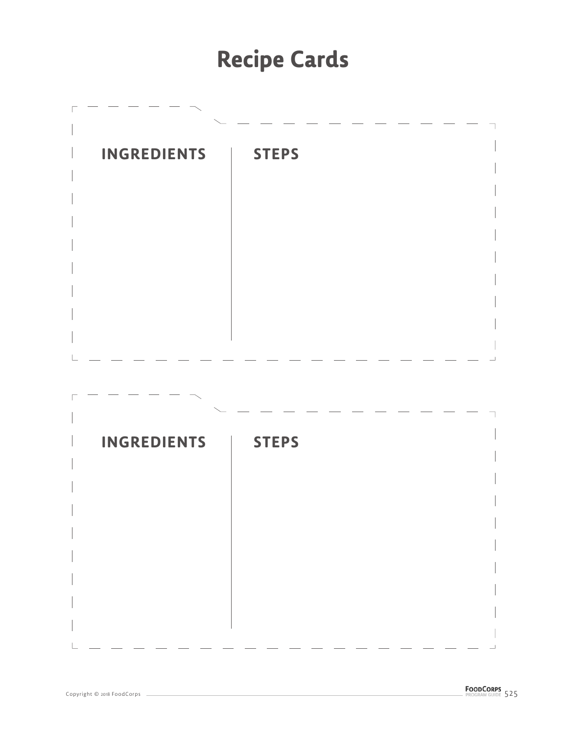# Recipe Cards

**INGREDIENTS**

**STEPS**

**INGREDIENTS**

**STEPS**

Copyright © 2018 FoodCorps